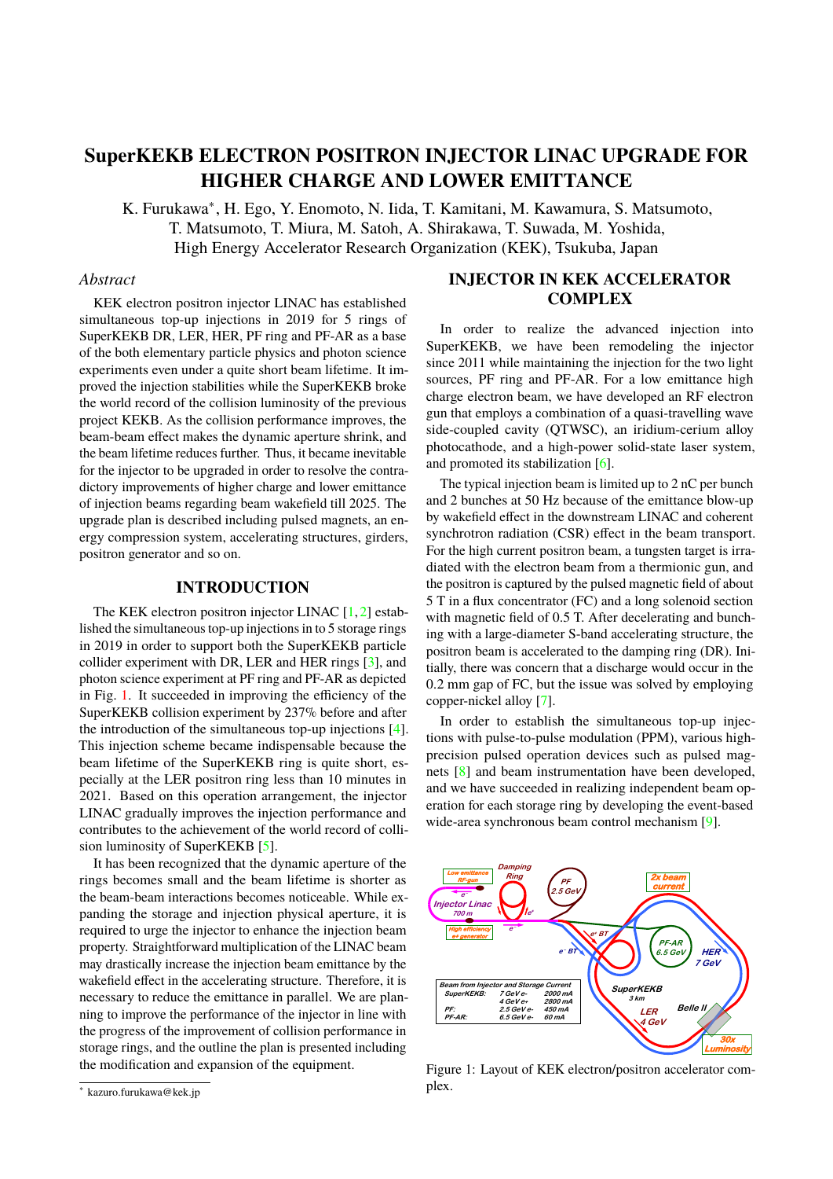# SuperKEKB ELECTRON POSITRON INJECTOR LINAC UPGRADE FOR HIGHER CHARGE AND LOWER EMITTANCE

K. Furukawa*, H. Ego, Y. Enomoto, N. Iida, T. Kamitani, M. Kawamura, S. Matsumoto, T. Matsumoto, T. Miura, M. Satoh, A. Shirakawa, T. Suwada, M. Yoshida, High Energy Accelerator Research Organization (KEK), Tsukuba, Japan

*Abstract*

KEK electron positron injector LINAC has established simultaneous top-up injections in 2019 for 5 rings of SuperKEKB DR, LER, HER, PF ring and PF-AR as a base of the both elementary particle physics and photon science experiments even under a quite short beam lifetime. It improved the injection stabilities while the SuperKEKB broke the world record of the collision luminosity of the previous project KEKB. As the collision performance improves, the beam-beam effect makes the dynamic aperture shrink, and the beam lifetime reduces further. Thus, it became inevitable for the injector to be upgraded in order to resolve the contradictory improvements of higher charge and lower emittance of injection beams regarding beam wakefield till 2025. The upgrade plan is described including pulsed magnets, an energy compression system, accelerating structures, girders, positron generator and so on.

## INTRODUCTION

The KEK electron positron injector LINAC [1, 2] established the simultaneous top-up injections in to 5 storage rings in 2019 in order to support both the SuperKEKB particle collider experiment with DR, LER and HER rings [3], and photon science experiment at PF ring and PF-AR as depicted in Fig. 1. It succeeded in improving the efficiency of the SuperKEKB collision experiment by 237% before and after the introduction of the simultaneous top-up injections [4]. This injection scheme became indispensable because the beam lifetime of the SuperKEKB ring is quite short, especially at the LER positron ring less than 10 minutes in 2021. Based on this operation arrangement, the injector LINAC gradually improves the injection performance and contributes to the achievement of the world record of collision luminosity of SuperKEKB [5].

It has been recognized that the dynamic aperture of the rings becomes small and the beam lifetime is shorter as the beam-beam interactions becomes noticeable. While expanding the storage and injection physical aperture, it is required to urge the injector to enhance the injection beam property. Straightforward multiplication of the LINAC beam may drastically increase the injection beam emittance by the wakefield effect in the accelerating structure. Therefore, it is necessary to reduce the emittance in parallel. We are planning to improve the performance of the injector in line with the progress of the improvement of collision performance in storage rings, and the outline the plan is presented including the modification and expansion of the equipment.

## INJECTOR IN KEK ACCELERATOR COMPLEX

In order to realize the advanced injection into SuperKEKB, we have been remodeling the injector since 2011 while maintaining the injection for the two light sources, PF ring and PF-AR. For a low emittance high charge electron beam, we have developed an RF electron gun that employs a combination of a quasi-travelling wave side-coupled cavity (QTWSC), an iridium-cerium alloy photocathode, and a high-power solid-state laser system, and promoted its stabilization [6].

The typical injection beam is limited up to 2 nC per bunch and 2 bunches at 50 Hz because of the emittance blow-up by wakefield effect in the downstream LINAC and coherent synchrotron radiation (CSR) effect in the beam transport. For the high current positron beam, a tungsten target is irradiated with the electron beam from a thermionic gun, and the positron is captured by the pulsed magnetic field of about 5 T in a flux concentrator (FC) and a long solenoid section with magnetic field of 0.5 T. After decelerating and bunching with a large-diameter S-band accelerating structure, the positron beam is accelerated to the damping ring (DR). Initially, there was concern that a discharge would occur in the 0.2 mm gap of FC, but the issue was solved by employing copper-nickel alloy [7].

In order to establish the simultaneous top-up injections with pulse-to-pulse modulation (PPM), various high-precision pulsed operation devices such as pulsed magnets [8] and beam instrumentation have been developed, and we have succeeded in realizing independent beam operation for each storage ring by developing the event-based wide-area synchronous beam control mechanism [9].

Figure 1: Layout of KEK electron/positron accelerator complex.

* kazuro.furukawa@kek.jp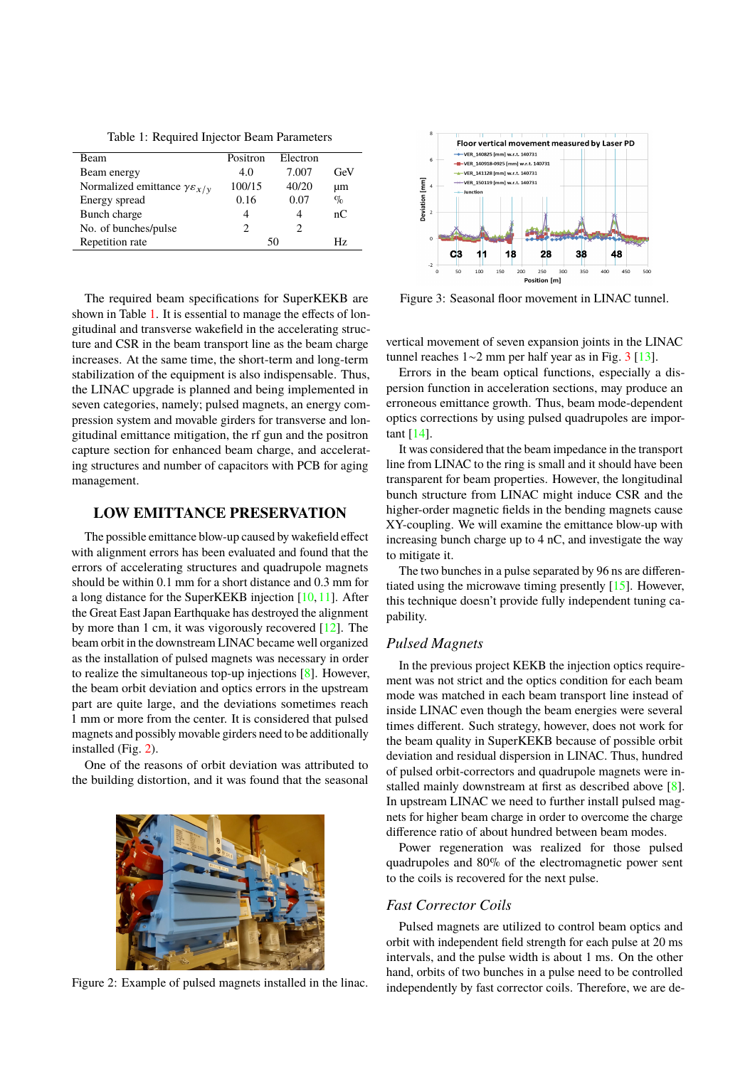Table 1: Required Injector Beam Parameters

| Beam | Positron | Electron | |
|---|---|---|---|
| Beam energy | 4.0 | 7.007 | GeV |
| Normalized emittance $\gamma\varepsilon_{x/y}$ | 100/15 | 40/20 | μm |
| Energy spread | 0.16 | 0.07 | % |
| Bunch charge | 4 | 4 | nC |
| No. of bunches/pulse | 2 | 2 | |
| Repetition rate | 50 | | Hz |

The required beam specifications for SuperKEKB are shown in Table 1. It is essential to manage the effects of longitudinal and transverse wakefield in the accelerating structure and CSR in the beam transport line as the beam charge increases. At the same time, the short-term and long-term stabilization of the equipment is also indispensable. Thus, the LINAC upgrade is planned and being implemented in seven categories, namely; pulsed magnets, an energy compression system and movable girders for transverse and longitudinal emittance mitigation, the rf gun and the positron capture section for enhanced beam charge, and accelerating structures and number of capacitors with PCB for aging management.

## LOW EMITTANCE PRESERVATION

The possible emittance blow-up caused by wakefield effect with alignment errors has been evaluated and found that the errors of accelerating structures and quadrupole magnets should be within 0.1 mm for a short distance and 0.3 mm for a long distance for the SuperKEKB injection [10, 11]. After the Great East Japan Earthquake has destroyed the alignment by more than 1 cm, it was vigorously recovered [12]. The beam orbit in the downstream LINAC became well organized as the installation of pulsed magnets was necessary in order to realize the simultaneous top-up injections [8]. However, the beam orbit deviation and optics errors in the upstream part are quite large, and the deviations sometimes reach 1 mm or more from the center. It is considered that pulsed magnets and possibly movable girders need to be additionally installed (Fig. 2).

One of the reasons of orbit deviation was attributed to the building distortion, and it was found that the seasonal

Figure 2: Example of pulsed magnets installed in the linac.

Figure 3: Seasonal floor movement in LINAC tunnel.

vertical movement of seven expansion joints in the LINAC tunnel reaches 1~2 mm per half year as in Fig. 3 [13].

Errors in the beam optical functions, especially a dispersion function in acceleration sections, may produce an erroneous emittance growth. Thus, beam mode-dependent optics corrections by using pulsed quadrupoles are important [14].

It was considered that the beam impedance in the transport line from LINAC to the ring is small and it should have been transparent for beam properties. However, the longitudinal bunch structure from LINAC might induce CSR and the higher-order magnetic fields in the bending magnets cause XY-coupling. We will examine the emittance blow-up with increasing bunch charge up to 4 nC, and investigate the way to mitigate it.

The two bunches in a pulse separated by 96 ns are differentiated using the microwave timing presently [15]. However, this technique doesn't provide fully independent tuning capability.

### *Pulsed Magnets*

In the previous project KEKB the injection optics requirement was not strict and the optics condition for each beam mode was matched in each beam transport line instead of inside LINAC even though the beam energies were several times different. Such strategy, however, does not work for the beam quality in SuperKEKB because of possible orbit deviation and residual dispersion in LINAC. Thus, hundred of pulsed orbit-correctors and quadrupole magnets were installed mainly downstream at first as described above [8]. In upstream LINAC we need to further install pulsed magnets for higher beam charge in order to overcome the charge difference ratio of about hundred between beam modes.

Power regeneration was realized for those pulsed quadrupoles and 80% of the electromagnetic power sent to the coils is recovered for the next pulse.

### *Fast Corrector Coils*

Pulsed magnets are utilized to control beam optics and orbit with independent field strength for each pulse at 20 ms intervals, and the pulse width is about 1 ms. On the other hand, orbits of two bunches in a pulse need to be controlled independently by fast corrector coils. Therefore, we are de-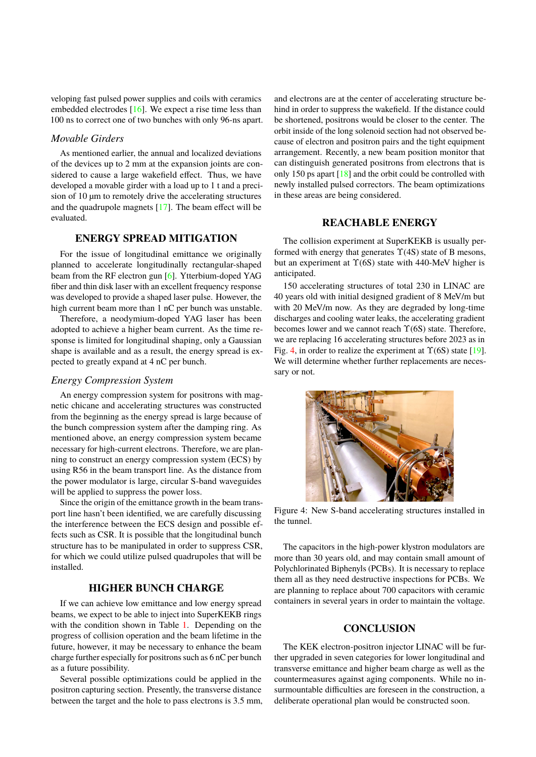veloping fast pulsed power supplies and coils with ceramics embedded electrodes [16]. We expect a rise time less than 100 ns to correct one of two bunches with only 96-ns apart.

### *Movable Girders*

As mentioned earlier, the annual and localized deviations of the devices up to 2 mm at the expansion joints are considered to cause a large wakefield effect. Thus, we have developed a movable girder with a load up to 1 t and a precision of 10 μm to remotely drive the accelerating structures and the quadrupole magnets [17]. The beam effect will be evaluated.

## ENERGY SPREAD MITIGATION

For the issue of longitudinal emittance we originally planned to accelerate longitudinally rectangular-shaped beam from the RF electron gun [6]. Ytterbium-doped YAG fiber and thin disk laser with an excellent frequency response was developed to provide a shaped laser pulse. However, the high current beam more than 1 nC per bunch was unstable.

Therefore, a neodymium-doped YAG laser has been adopted to achieve a higher beam current. As the time response is limited for longitudinal shaping, only a Gaussian shape is available and as a result, the energy spread is expected to greatly expand at 4 nC per bunch.

### *Energy Compression System*

An energy compression system for positrons with magnetic chicane and accelerating structures was constructed from the beginning as the energy spread is large because of the bunch compression system after the damping ring. As mentioned above, an energy compression system became necessary for high-current electrons. Therefore, we are planning to construct an energy compression system (ECS) by using R56 in the beam transport line. As the distance from the power modulator is large, circular S-band waveguides will be applied to suppress the power loss.

Since the origin of the emittance growth in the beam transport line hasn't been identified, we are carefully discussing the interference between the ECS design and possible effects such as CSR. It is possible that the longitudinal bunch structure has to be manipulated in order to suppress CSR, for which we could utilize pulsed quadrupoles that will be installed.

## HIGHER BUNCH CHARGE

If we can achieve low emittance and low energy spread beams, we expect to be able to inject into SuperKEKB rings with the condition shown in Table 1. Depending on the progress of collision operation and the beam lifetime in the future, however, it may be necessary to enhance the beam charge further especially for positrons such as 6 nC per bunch as a future possibility.

Several possible optimizations could be applied in the positron capturing section. Presently, the transverse distance between the target and the hole to pass electrons is 3.5 mm, and electrons are at the center of accelerating structure behind in order to suppress the wakefield. If the distance could be shortened, positrons would be closer to the center. The orbit inside of the long solenoid section had not observed because of electron and positron pairs and the tight equipment arrangement. Recently, a new beam position monitor that can distinguish generated positrons from electrons that is only 150 ps apart [18] and the orbit could be controlled with newly installed pulsed correctors. The beam optimizations in these areas are being considered.

## REACHABLE ENERGY

The collision experiment at SuperKEKB is usually performed with energy that generates $\Upsilon$(4S) state of B mesons, but an experiment at $\Upsilon$(6S) state with 440-MeV higher is anticipated.

150 accelerating structures of total 230 in LINAC are 40 years old with initial designed gradient of 8 MeV/m but with 20 MeV/m now. As they are degraded by long-time discharges and cooling water leaks, the accelerating gradient becomes lower and we cannot reach $\Upsilon$(6S) state. Therefore, we are replacing 16 accelerating structures before 2023 as in Fig. 4, in order to realize the experiment at $\Upsilon$(6S) state [19]. We will determine whether further replacements are necessary or not.

Figure 4: New S-band accelerating structures installed in the tunnel.

The capacitors in the high-power klystron modulators are more than 30 years old, and may contain small amount of Polychlorinated Biphenyls (PCBs). It is necessary to replace them all as they need destructive inspections for PCBs. We are planning to replace about 700 capacitors with ceramic containers in several years in order to maintain the voltage.

## CONCLUSION

The KEK electron-positron injector LINAC will be further upgraded in seven categories for lower longitudinal and transverse emittance and higher beam charge as well as the countermeasures against aging components. While no insurmountable difficulties are foreseen in the construction, a deliberate operational plan would be constructed soon.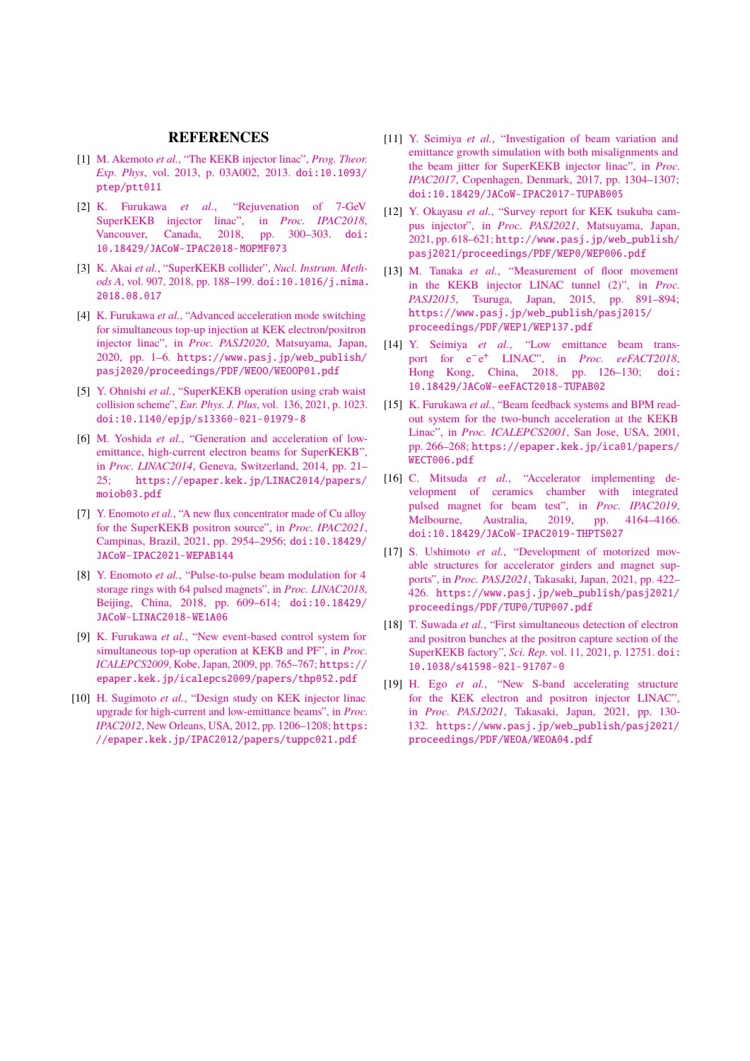## REFERENCES

[1] M. Akemoto *et al.*, "The KEKB injector linac", *Prog. Theor. Exp. Phys*, vol. 2013, p. 03A002, 2013. doi:10.1093/ptep/ptt011

[2] K. Furukawa *et al.*, "Rejuvenation of 7-GeV SuperKEKB injector linac", in *Proc. IPAC2018*, Vancouver, Canada, 2018, pp. 300–303. doi:10.18429/JACoW-IPAC2018-MOPMF073

[3] K. Akai *et al.*, "SuperKEKB collider", *Nucl. Instrum. Methods A*, vol. 907, 2018, pp. 188–199. doi:10.1016/j.nima.2018.08.017

[4] K. Furukawa *et al.*, "Advanced acceleration mode switching for simultaneous top-up injection at KEK electron/positron injector linac", in *Proc. PASJ2020*, Matsuyama, Japan, 2020, pp. 1–6. https://www.pasj.jp/web_publish/pasj2020/proceedings/PDF/WEOO/WEOOP01.pdf

[5] Y. Ohnishi *et al.*, "SuperKEKB operation using crab waist collision scheme", *Eur. Phys. J. Plus*, vol. 136, 2021, p. 1023. doi:10.1140/epjp/s13360-021-01979-8

[6] M. Yoshida *et al.*, "Generation and acceleration of low-emittance, high-current electron beams for SuperKEKB", in *Proc. LINAC2014*, Geneva, Switzerland, 2014, pp. 21–25; https://epaper.kek.jp/LINAC2014/papers/moiob03.pdf

[7] Y. Enomoto *et al.*, "A new flux concentrator made of Cu alloy for the SuperKEKB positron source", in *Proc. IPAC2021*, Campinas, Brazil, 2021, pp. 2954–2956; doi:10.18429/JACoW-IPAC2021-WEPAB144

[8] Y. Enomoto *et al.*, "Pulse-to-pulse beam modulation for 4 storage rings with 64 pulsed magnets", in *Proc. LINAC2018*, Beijing, China, 2018, pp. 609–614; doi:10.18429/JACoW-LINAC2018-WE1A06

[9] K. Furukawa *et al.*, "New event-based control system for simultaneous top-up operation at KEKB and PF", in *Proc. ICALEPCS2009*, Kobe, Japan, 2009, pp. 765–767; https://epaper.kek.jp/icalepcs2009/papers/thp052.pdf

[10] H. Sugimoto *et al.*, "Design study on KEK injector linac upgrade for high-current and low-emittance beams", in *Proc. IPAC2012*, New Orleans, USA, 2012, pp. 1206–1208; https://epaper.kek.jp/IPAC2012/papers/tuppc021.pdf

[11] Y. Seimiya *et al.*, "Investigation of beam variation and emittance growth simulation with both misalignments and the beam jitter for SuperKEKB injector linac", in *Proc. IPAC2017*, Copenhagen, Denmark, 2017, pp. 1304–1307; doi:10.18429/JACoW-IPAC2017-TUPAB005

[12] Y. Okayasu *et al.*, "Survey report for KEK tsukuba campus injector", in *Proc. PASJ2021*, Matsuyama, Japan, 2021, pp. 618–621; http://www.pasj.jp/web_publish/pasj2021/proceedings/PDF/WEP0/WEP006.pdf

[13] M. Tanaka *et al.*, "Measurement of floor movement in the KEKB injector LINAC tunnel (2)", in *Proc. PASJ2015*, Tsuruga, Japan, 2015, pp. 891–894; https://www.pasj.jp/web_publish/pasj2015/proceedings/PDF/WEP1/WEP137.pdf

[14] Y. Seimiya *et al.*, "Low emittance beam transport for $e^-e^+$ LINAC", in *Proc. eeFACT2018*, Hong Kong, China, 2018, pp. 126–130; doi:10.18429/JACoW-eeFACT2018-TUPAB02

[15] K. Furukawa *et al.*, "Beam feedback systems and BPM read-out system for the two-bunch acceleration at the KEKB Linac", in *Proc. ICALEPCS2001*, San Jose, USA, 2001, pp. 266–268; https://epaper.kek.jp/ica01/papers/WECT006.pdf

[16] C. Mitsuda *et al.*, "Accelerator implementing development of ceramics chamber with integrated pulsed magnet for beam test", in *Proc. IPAC2019*, Melbourne, Australia, 2019, pp. 4164–4166. doi:10.18429/JACoW-IPAC2019-THPTS027

[17] S. Ushimoto *et al.*, "Development of motorized movable structures for accelerator girders and magnet supports", in *Proc. PASJ2021*, Takasaki, Japan, 2021, pp. 422–426. https://www.pasj.jp/web_publish/pasj2021/proceedings/PDF/TUP0/TUP007.pdf

[18] T. Suwada *et al.*, "First simultaneous detection of electron and positron bunches at the positron capture section of the SuperKEKB factory", *Sci. Rep.* vol. 11, 2021, p. 12751. doi:10.1038/s41598-021-91707-0

[19] H. Ego *et al.*, "New S-band accelerating structure for the KEK electron and positron injector LINAC", in *Proc. PASJ2021*, Takasaki, Japan, 2021, pp. 130-132. https://www.pasj.jp/web_publish/pasj2021/proceedings/PDF/WEOA/WEOA04.pdf